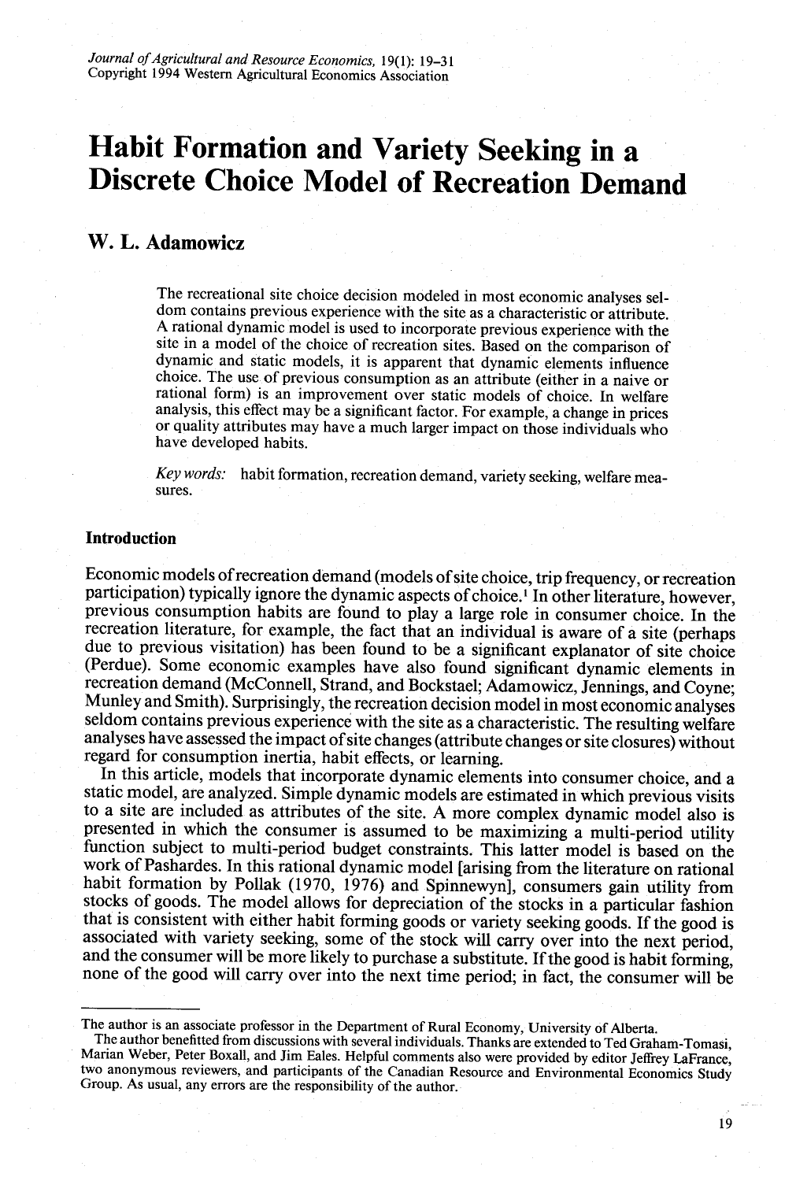# Habit Formation and Variety Seeking in a Discrete Choice Model of Recreation Demand

## W. L. Adamowicz

The recreational site choice decision modeled in most economic analyses seldom contains previous experience with the site as a characteristic or attribute. A rational dynamic model is used to incorporate previous experience with the site in a model of the choice of recreation sites. Based on the comparison of dynamic and static models, it is apparent that dynamic elements influence choice. The use of previous consumption as an attribute (either in a naive or rational form) is an improvement over static models of choice. In welfare analysis, this effect may be a significant factor. For example, a change in prices or quality attributes may have a much larger impact on those individuals who have developed habits.

*Key words:* habit formation, recreation demand, variety seeking, welfare measures.

### Introduction

Economic models of recreation demand (models of site choice, trip frequency, or recreation participation) typically ignore the dynamic aspects of choice.[1] In other literature, however, previous consumption habits are found to play a large role in consumer choice. In the recreation literature, for example, the fact that an individual is aware of a site (perhaps due to previous visitation) has been found to be a significant explanator of site choice (Perdue). Some economic examples have also found significant dynamic elements in recreation demand (McConnell, Strand, and Bockstael; Adamowicz, Jennings, and Coyne; Munley and Smith). Surprisingly, the recreation decision model in most economic analyses seldom contains previous experience with the site as a characteristic. The resulting welfare analyses have assessed the impact of site changes (attribute changes or site closures) without regard for consumption inertia, habit effects, or learning.

In this article, models that incorporate dynamic elements into consumer choice, and a static model, are analyzed. Simple dynamic models are estimated in which previous visits to a site are included as attributes of the site. A more complex dynamic model also is presented in which the consumer is assumed to be maximizing a multi-period utility function subject to multi-period budget constraints. This latter model is based on the work of Pashardes. In this rational dynamic model [arising from the literature on rational habit formation by Pollak (1970, 1976) and Spinnewyn], consumers gain utility from stocks of goods. The model allows for depreciation of the stocks in a particular fashion that is consistent with either habit forming goods or variety seeking goods. If the good is associated with variety seeking, some of the stock will carry over into the next period, and the consumer will be more likely to purchase a substitute. If the good is habit forming, none of the good will carry over into the next time period; in fact, the consumer will be

---

The author is an associate professor in the Department of Rural Economy, University of Alberta.

The author benefitted from discussions with several individuals. Thanks are extended to Ted Graham-Tomasi, Marian Weber, Peter Boxall, and Jim Eales. Helpful comments also were provided by editor Jeffrey LaFrance, two anonymous reviewers, and participants of the Canadian Resource and Environmental Economics Study Group. As usual, any errors are the responsibility of the author.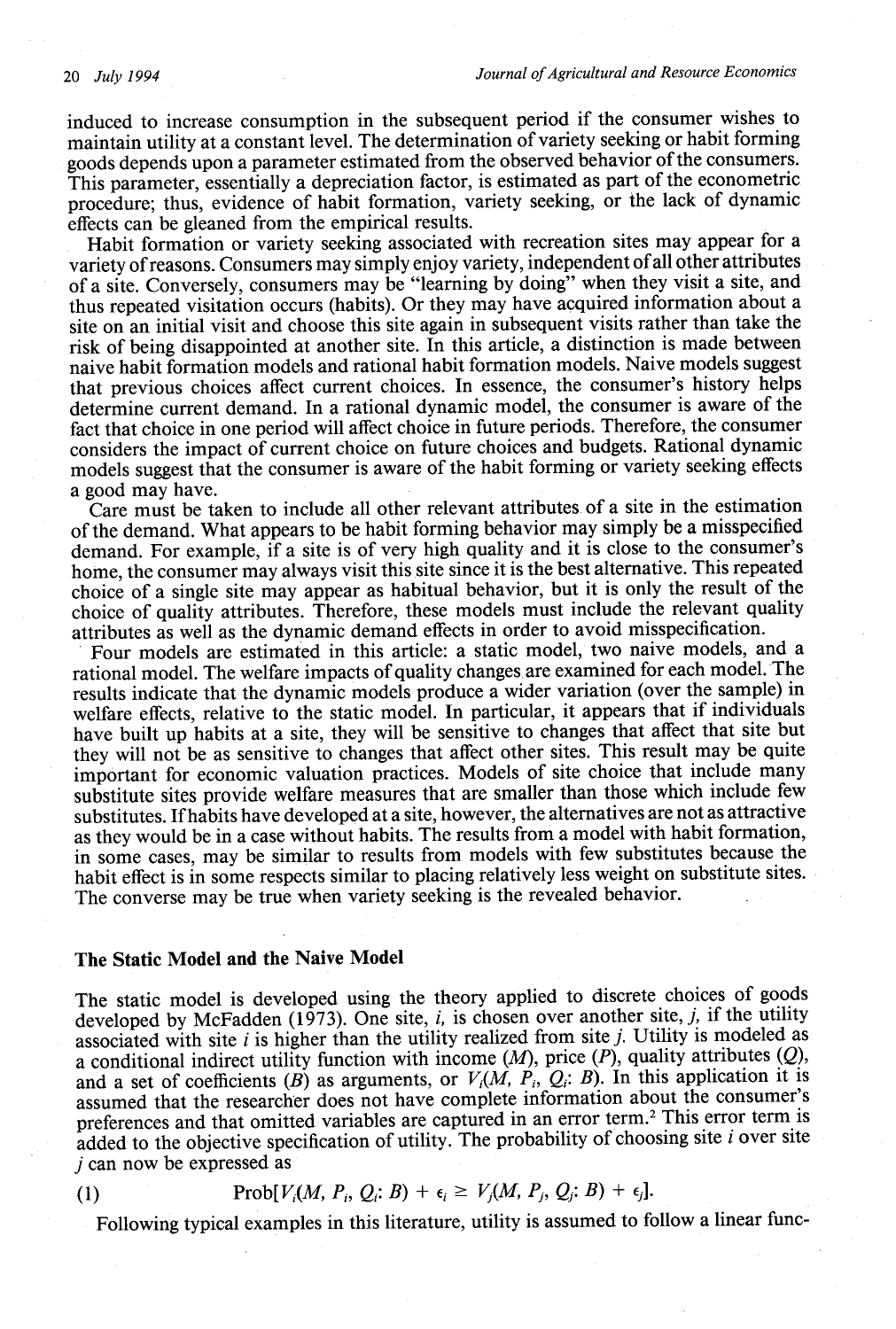induced to increase consumption in the subsequent period if the consumer wishes to maintain utility at a constant level. The determination of variety seeking or habit forming goods depends upon a parameter estimated from the observed behavior of the consumers. This parameter, essentially a depreciation factor, is estimated as part of the econometric procedure; thus, evidence of habit formation, variety seeking, or the lack of dynamic effects can be gleaned from the empirical results.

Habit formation or variety seeking associated with recreation sites may appear for a variety of reasons. Consumers may simply enjoy variety, independent of all other attributes of a site. Conversely, consumers may be "learning by doing" when they visit a site, and thus repeated visitation occurs (habits). Or they may have acquired information about a site on an initial visit and choose this site again in subsequent visits rather than take the risk of being disappointed at another site. In this article, a distinction is made between naive habit formation models and rational habit formation models. Naive models suggest that previous choices affect current choices. In essence, the consumer's history helps determine current demand. In a rational dynamic model, the consumer is aware of the fact that choice in one period will affect choice in future periods. Therefore, the consumer considers the impact of current choice on future choices and budgets. Rational dynamic models suggest that the consumer is aware of the habit forming or variety seeking effects a good may have.

Care must be taken to include all other relevant attributes of a site in the estimation of the demand. What appears to be habit forming behavior may simply be a misspecified demand. For example, if a site is of very high quality and it is close to the consumer's home, the consumer may always visit this site since it is the best alternative. This repeated choice of a single site may appear as habitual behavior, but it is only the result of the choice of quality attributes. Therefore, these models must include the relevant quality attributes as well as the dynamic demand effects in order to avoid misspecification.

Four models are estimated in this article: a static model, two naive models, and a rational model. The welfare impacts of quality changes are examined for each model. The results indicate that the dynamic models produce a wider variation (over the sample) in welfare effects, relative to the static model. In particular, it appears that if individuals have built up habits at a site, they will be sensitive to changes that affect that site but they will not be as sensitive to changes that affect other sites. This result may be quite important for economic valuation practices. Models of site choice that include many substitute sites provide welfare measures that are smaller than those which include few substitutes. If habits have developed at a site, however, the alternatives are not as attractive as they would be in a case without habits. The results from a model with habit formation, in some cases, may be similar to results from models with few substitutes because the habit effect is in some respects similar to placing relatively less weight on substitute sites. The converse may be true when variety seeking is the revealed behavior.

## The Static Model and the Naive Model

The static model is developed using the theory applied to discrete choices of goods developed by McFadden (1973). One site, $i$, is chosen over another site, $j$, if the utility associated with site $i$ is higher than the utility realized from site $j$. Utility is modeled as a conditional indirect utility function with income ($M$), price ($P$), quality attributes ($Q$), and a set of coefficients ($B$) as arguments, or $V_i(M, P_i, Q_i: B)$. In this application it is assumed that the researcher does not have complete information about the consumer's preferences and that omitted variables are captured in an error term.[2] This error term is added to the objective specification of utility. The probability of choosing site $i$ over site $j$ can now be expressed as

$$\text{Prob}[V_i(M, P_i, Q_i: B) + \epsilon_i \geq V_j(M, P_j, Q_j: B) + \epsilon_j]. \tag{1}$$

Following typical examples in this literature, utility is assumed to follow a linear func-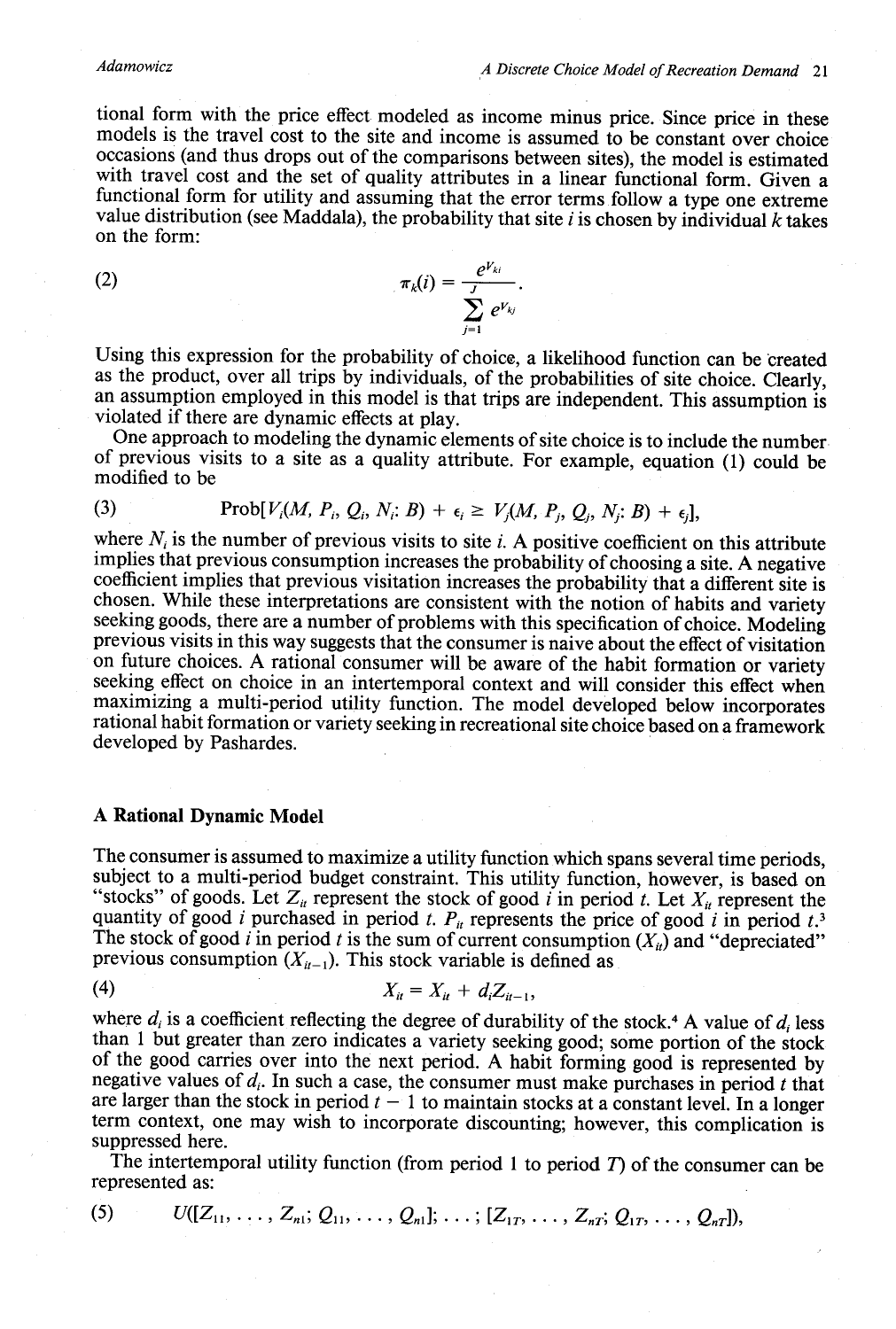tional form with the price effect modeled as income minus price. Since price in these models is the travel cost to the site and income is assumed to be constant over choice occasions (and thus drops out of the comparisons between sites), the model is estimated with travel cost and the set of quality attributes in a linear functional form. Given a functional form for utility and assuming that the error terms follow a type one extreme value distribution (see Maddala), the probability that site $i$ is chosen by individual $k$ takes on the form:

$$\pi_k(i) = \frac{e^{V_{ki}}}{\sum_{j=1}^{J} e^{V_{kj}}}. \tag{2}$$

Using this expression for the probability of choice, a likelihood function can be created as the product, over all trips by individuals, of the probabilities of site choice. Clearly, an assumption employed in this model is that trips are independent. This assumption is violated if there are dynamic effects at play.

One approach to modeling the dynamic elements of site choice is to include the number of previous visits to a site as a quality attribute. For example, equation (1) could be modified to be

$$\text{Prob}[V_i(M, P_i, Q_i, N_i: B) + \epsilon_i \geq V_j(M, P_j, Q_j, N_j: B) + \epsilon_j], \tag{3}$$

where $N_i$ is the number of previous visits to site $i$. A positive coefficient on this attribute implies that previous consumption increases the probability of choosing a site. A negative coefficient implies that previous visitation increases the probability that a different site is chosen. While these interpretations are consistent with the notion of habits and variety seeking goods, there are a number of problems with this specification of choice. Modeling previous visits in this way suggests that the consumer is naive about the effect of visitation on future choices. A rational consumer will be aware of the habit formation or variety seeking effect on choice in an intertemporal context and will consider this effect when maximizing a multi-period utility function. The model developed below incorporates rational habit formation or variety seeking in recreational site choice based on a framework developed by Pashardes.

## A Rational Dynamic Model

The consumer is assumed to maximize a utility function which spans several time periods, subject to a multi-period budget constraint. This utility function, however, is based on "stocks" of goods. Let $Z_{it}$ represent the stock of good $i$ in period $t$. Let $X_{it}$ represent the quantity of good $i$ purchased in period $t$. $P_{it}$ represents the price of good $i$ in period $t$.[3] The stock of good $i$ in period $t$ is the sum of current consumption ($X_{it}$) and "depreciated" previous consumption ($X_{it-1}$). This stock variable is defined as

$$X_{it} = X_{it} + d_i Z_{it-1}, \tag{4}$$

where $d_i$ is a coefficient reflecting the degree of durability of the stock.[4] A value of $d_i$ less than 1 but greater than zero indicates a variety seeking good; some portion of the stock of the good carries over into the next period. A habit forming good is represented by negative values of $d_i$. In such a case, the consumer must make purchases in period $t$ that are larger than the stock in period $t - 1$ to maintain stocks at a constant level. In a longer term context, one may wish to incorporate discounting; however, this complication is suppressed here.

The intertemporal utility function (from period 1 to period $T$) of the consumer can be represented as:

$$U([Z_{11}, \ldots, Z_{n1}; Q_{11}, \ldots, Q_{n1}]; \ldots; [Z_{1T}, \ldots, Z_{nT}; Q_{1T}, \ldots, Q_{nT}]), \tag{5}$$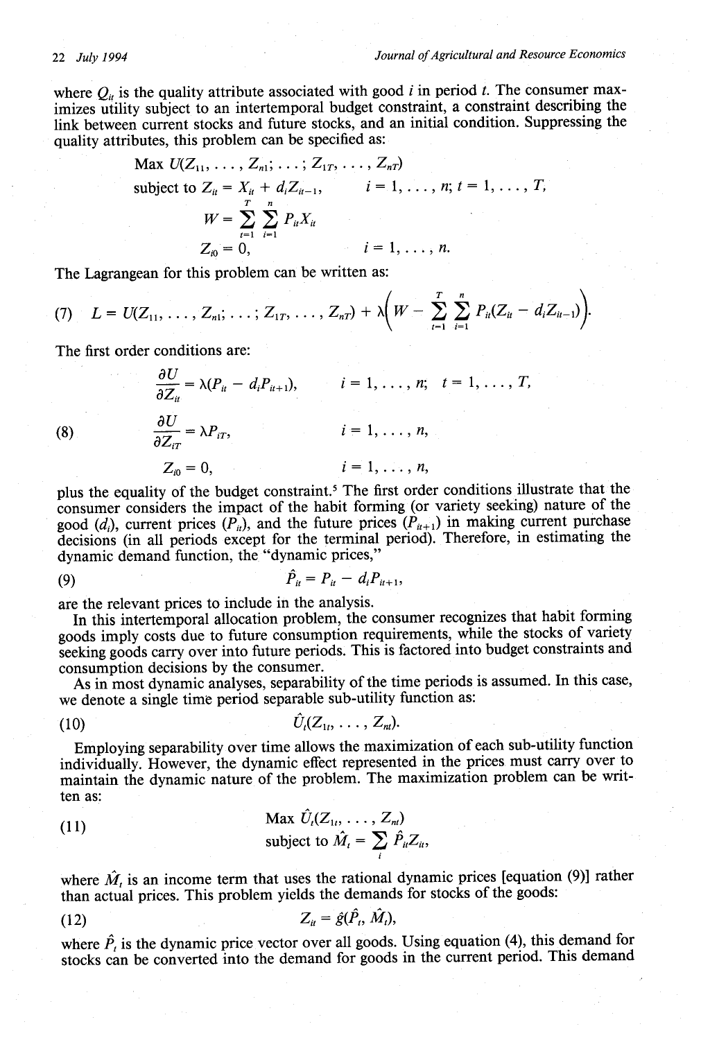where $Q_{it}$ is the quality attribute associated with good $i$ in period $t$. The consumer maximizes utility subject to an intertemporal budget constraint, a constraint describing the link between current stocks and future stocks, and an initial condition. Suppressing the quality attributes, this problem can be specified as:

$$
\begin{aligned}
&\text{Max } U(Z_{11}, \ldots, Z_{n1}; \ldots; Z_{1T}, \ldots, Z_{nT}) \\
&\text{subject to } Z_{it} = X_{it} + d_i Z_{it-1}, \qquad i = 1, \ldots, n; \; t = 1, \ldots, T, \\
&W = \sum_{t=1}^{T} \sum_{i=1}^{n} P_{it} X_{it} \\
&Z_{i0} = 0, \qquad i = 1, \ldots, n.
\end{aligned}
$$

The Lagrangean for this problem can be written as:

$$
(7) \quad L = U(Z_{11}, \ldots, Z_{n1}; \ldots; Z_{1T}, \ldots, Z_{nT}) + \lambda\left(W - \sum_{t=1}^{T} \sum_{i=1}^{n} P_{it}(Z_{it} - d_i Z_{it-1})\right).
$$

The first order conditions are:

$$
(8) \quad
\begin{aligned}
&\frac{\partial U}{\partial Z_{it}} = \lambda(P_{it} - d_i P_{it+1}), \qquad i = 1, \ldots, n; \; t = 1, \ldots, T, \\
&\frac{\partial U}{\partial Z_{iT}} = \lambda P_{iT}, \qquad i = 1, \ldots, n, \\
&Z_{i0} = 0, \qquad i = 1, \ldots, n,
\end{aligned}
$$

plus the equality of the budget constraint.[5] The first order conditions illustrate that the consumer considers the impact of the habit forming (or variety seeking) nature of the good ($d_i$), current prices ($P_{it}$), and the future prices ($P_{it+1}$) in making current purchase decisions (in all periods except for the terminal period). Therefore, in estimating the dynamic demand function, the "dynamic prices,"

$$
(9) \quad \hat{P}_{it} = P_{it} - d_i P_{it+1},
$$

are the relevant prices to include in the analysis.

In this intertemporal allocation problem, the consumer recognizes that habit forming goods imply costs due to future consumption requirements, while the stocks of variety seeking goods carry over into future periods. This is factored into budget constraints and consumption decisions by the consumer.

As in most dynamic analyses, separability of the time periods is assumed. In this case, we denote a single time period separable sub-utility function as:

$$
(10) \quad \hat{U}_t(Z_{1t}, \ldots, Z_{nt}).
$$

Employing separability over time allows the maximization of each sub-utility function individually. However, the dynamic effect represented in the prices must carry over to maintain the dynamic nature of the problem. The maximization problem can be written as:

$$
(11) \quad
\begin{aligned}
&\text{Max } \hat{U}_t(Z_{1t}, \ldots, Z_{nt}) \\
&\text{subject to } \hat{M}_t = \sum_i \hat{P}_{it} Z_{it},
\end{aligned}
$$

where $\hat{M}_t$ is an income term that uses the rational dynamic prices [equation (9)] rather than actual prices. This problem yields the demands for stocks of the goods:

$$
(12) \quad Z_{it} = \hat{g}(\hat{P}_t, \hat{M}_t),
$$

where $\hat{P}_t$ is the dynamic price vector over all goods. Using equation (4), this demand for stocks can be converted into the demand for goods in the current period. This demand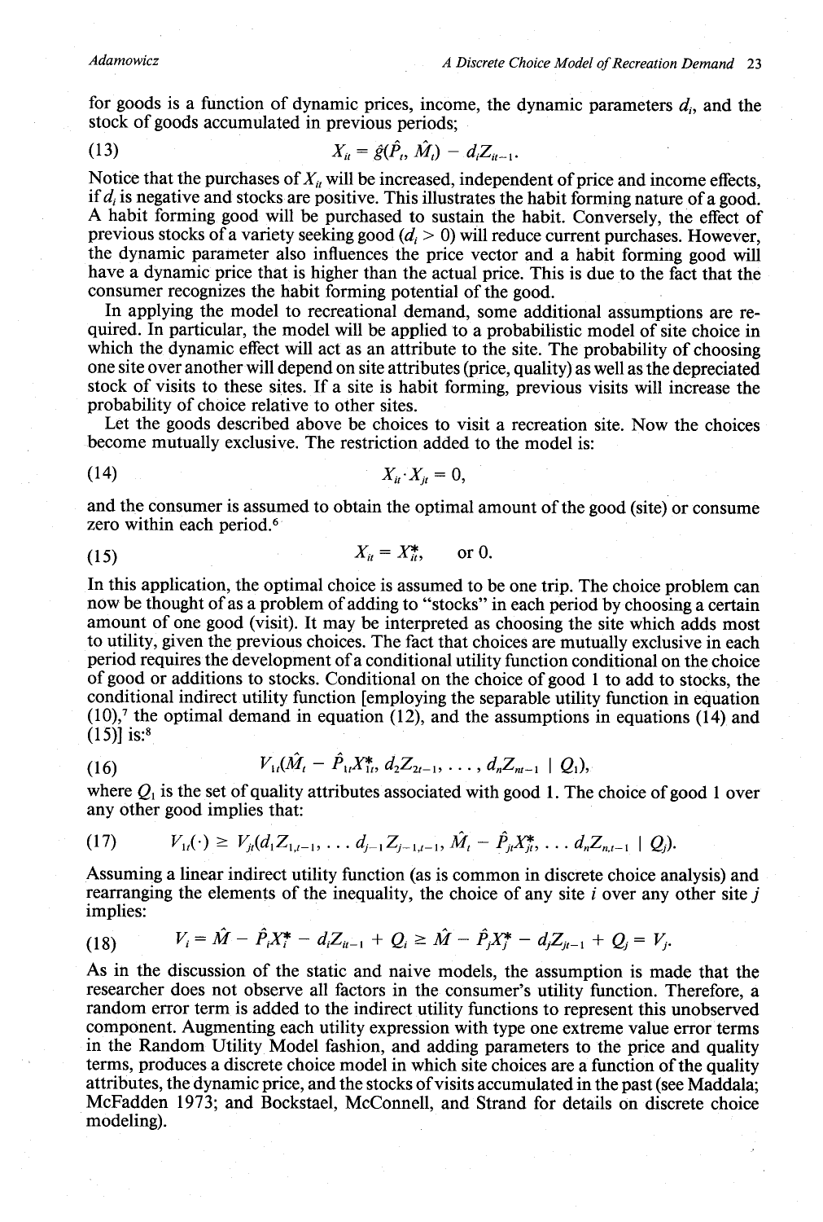for goods is a function of dynamic prices, income, the dynamic parameters $d_i$, and the stock of goods accumulated in previous periods;

$$X_{it} = \hat{g}(\hat{P}_t, \hat{M}_t) - d_i Z_{it-1}. \tag{13}$$

Notice that the purchases of $X_{it}$ will be increased, independent of price and income effects, if $d_i$ is negative and stocks are positive. This illustrates the habit forming nature of a good. A habit forming good will be purchased to sustain the habit. Conversely, the effect of previous stocks of a variety seeking good ($d_i > 0$) will reduce current purchases. However, the dynamic parameter also influences the price vector and a habit forming good will have a dynamic price that is higher than the actual price. This is due to the fact that the consumer recognizes the habit forming potential of the good.

In applying the model to recreational demand, some additional assumptions are required. In particular, the model will be applied to a probabilistic model of site choice in which the dynamic effect will act as an attribute to the site. The probability of choosing one site over another will depend on site attributes (price, quality) as well as the depreciated stock of visits to these sites. If a site is habit forming, previous visits will increase the probability of choice relative to other sites.

Let the goods described above be choices to visit a recreation site. Now the choices become mutually exclusive. The restriction added to the model is:

$$X_{it} \cdot X_{jt} = 0, \tag{14}$$

and the consumer is assumed to obtain the optimal amount of the good (site) or consume zero within each period.[6]

$$X_{it} = X_{it}^*, \quad \text{or } 0. \tag{15}$$

In this application, the optimal choice is assumed to be one trip. The choice problem can now be thought of as a problem of adding to "stocks" in each period by choosing a certain amount of one good (visit). It may be interpreted as choosing the site which adds most to utility, given the previous choices. The fact that choices are mutually exclusive in each period requires the development of a conditional utility function conditional on the choice of good or additions to stocks. Conditional on the choice of good 1 to add to stocks, the conditional indirect utility function [employing the separable utility function in equation (10),[7] the optimal demand in equation (12), and the assumptions in equations (14) and (15)] is:[8]

$$V_{1t}(\hat{M}_t - \hat{P}_{1t}X_{1t}^*, d_2 Z_{2t-1}, \ldots, d_n Z_{nt-1} \mid Q_1), \tag{16}$$

where $Q_1$ is the set of quality attributes associated with good 1. The choice of good 1 over any other good implies that:

$$V_{1t}(\cdot) \geq V_{jt}(d_1 Z_{1,t-1}, \ldots d_{j-1} Z_{j-1,t-1}, \hat{M}_t - \hat{P}_{jt}X_{jt}^*, \ldots d_n Z_{n,t-1} \mid Q_j). \tag{17}$$

Assuming a linear indirect utility function (as is common in discrete choice analysis) and rearranging the elements of the inequality, the choice of any site $i$ over any other site $j$ implies:

$$V_i = \hat{M} - \hat{P}_i X_i^* - d_i Z_{it-1} + Q_i \geq \hat{M} - \hat{P}_j X_j^* - d_j Z_{jt-1} + Q_j = V_j. \tag{18}$$

As in the discussion of the static and naive models, the assumption is made that the researcher does not observe all factors in the consumer's utility function. Therefore, a random error term is added to the indirect utility functions to represent this unobserved component. Augmenting each utility expression with type one extreme value error terms in the Random Utility Model fashion, and adding parameters to the price and quality terms, produces a discrete choice model in which site choices are a function of the quality attributes, the dynamic price, and the stocks of visits accumulated in the past (see Maddala; McFadden 1973; and Bockstael, McConnell, and Strand for details on discrete choice modeling).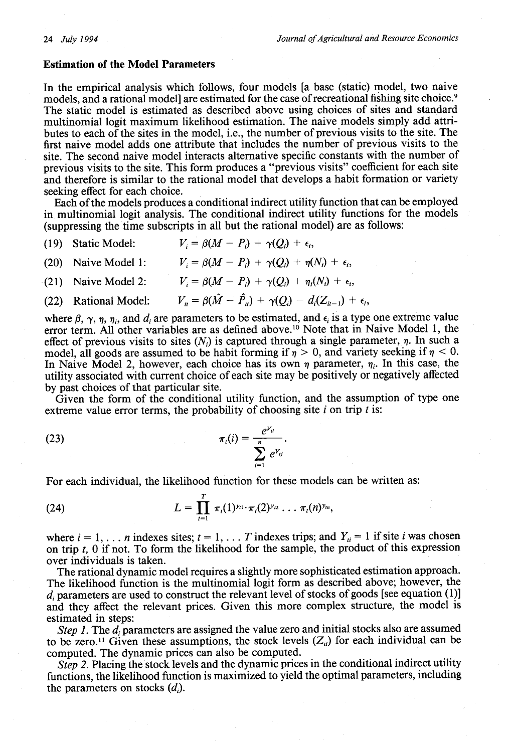### Estimation of the Model Parameters

In the empirical analysis which follows, four models [a base (static) model, two naive models, and a rational model] are estimated for the case of recreational fishing site choice.[9] The static model is estimated as described above using choices of sites and standard multinomial logit maximum likelihood estimation. The naive models simply add attributes to each of the sites in the model, i.e., the number of previous visits to the site. The first naive model adds one attribute that includes the number of previous visits to the site. The second naive model interacts alternative specific constants with the number of previous visits to the site. This form produces a "previous visits" coefficient for each site and therefore is similar to the rational model that develops a habit formation or variety seeking effect for each choice.

Each of the models produces a conditional indirect utility function that can be employed in multinomial logit analysis. The conditional indirect utility functions for the models (suppressing the time subscripts in all but the rational model) are as follows:

(19) Static Model: $V_i = \beta(M - P_i) + \gamma(Q_i) + \epsilon_i,$

(20) Naive Model 1: $V_i = \beta(M - P_i) + \gamma(Q_i) + \eta(N_i) + \epsilon_i,$

(21) Naive Model 2: $V_i = \beta(M - P_i) + \gamma(Q_i) + \eta_i(N_i) + \epsilon_i,$

(22) Rational Model: $V_{it} = \beta(\hat{M} - \hat{P}_{it}) + \gamma(Q_i) - d_i(Z_{it-1}) + \epsilon_i,$

where $\beta$, $\gamma$, $\eta$, $\eta_i$, and $d_i$ are parameters to be estimated, and $\epsilon_i$ is a type one extreme value error term. All other variables are as defined above.[10] Note that in Naive Model 1, the effect of previous visits to sites ($N_i$) is captured through a single parameter, $\eta$. In such a model, all goods are assumed to be habit forming if $\eta > 0$, and variety seeking if $\eta < 0$. In Naive Model 2, however, each choice has its own $\eta$ parameter, $\eta_i$. In this case, the utility associated with current choice of each site may be positively or negatively affected by past choices of that particular site.

Given the form of the conditional utility function, and the assumption of type one extreme value error terms, the probability of choosing site $i$ on trip $t$ is:

$$\pi_t(i) = \frac{e^{V_{ti}}}{\sum_{j=1}^{n} e^{V_{tj}}}. \tag{23}$$

For each individual, the likelihood function for these models can be written as:

$$L = \prod_{t=1}^{T} \pi_t(1)^{y_{t1}} \cdot \pi_t(2)^{y_{t2}} \ldots \pi_t(n)^{y_{tn}}, \tag{24}$$

where $i = 1, \ldots n$ indexes sites; $t = 1, \ldots T$ indexes trips; and $Y_{ti} = 1$ if site $i$ was chosen on trip $t$, 0 if not. To form the likelihood for the sample, the product of this expression over individuals is taken.

The rational dynamic model requires a slightly more sophisticated estimation approach. The likelihood function is the multinomial logit form as described above; however, the $d_i$ parameters are used to construct the relevant level of stocks of goods [see equation (1)] and they affect the relevant prices. Given this more complex structure, the model is estimated in steps:

*Step 1.* The $d_i$ parameters are assigned the value zero and initial stocks also are assumed to be zero.[11] Given these assumptions, the stock levels ($Z_{it}$) for each individual can be computed. The dynamic prices can also be computed.

*Step 2.* Placing the stock levels and the dynamic prices in the conditional indirect utility functions, the likelihood function is maximized to yield the optimal parameters, including the parameters on stocks ($d_i$).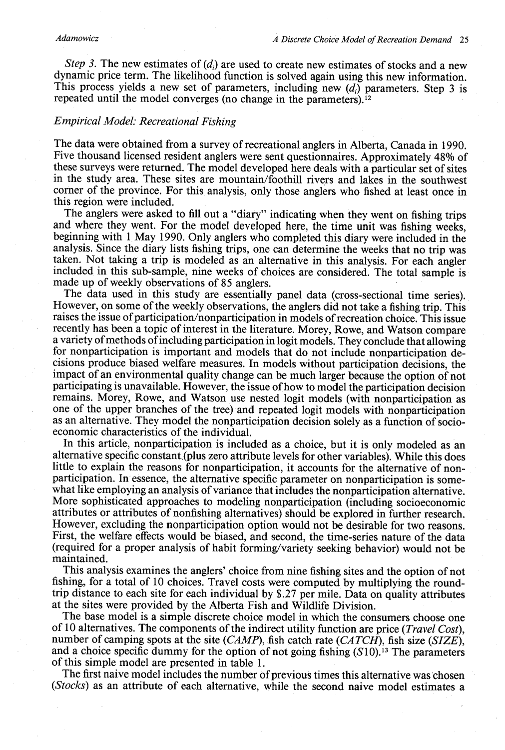*Step 3.* The new estimates of $(d_i)$ are used to create new estimates of stocks and a new dynamic price term. The likelihood function is solved again using this new information. This process yields a new set of parameters, including new $(d_i)$ parameters. Step 3 is repeated until the model converges (no change in the parameters).[12]

### *Empirical Model: Recreational Fishing*

The data were obtained from a survey of recreational anglers in Alberta, Canada in 1990. Five thousand licensed resident anglers were sent questionnaires. Approximately 48% of these surveys were returned. The model developed here deals with a particular set of sites in the study area. These sites are mountain/foothill rivers and lakes in the southwest corner of the province. For this analysis, only those anglers who fished at least once in this region were included.

The anglers were asked to fill out a "diary" indicating when they went on fishing trips and where they went. For the model developed here, the time unit was fishing weeks, beginning with 1 May 1990. Only anglers who completed this diary were included in the analysis. Since the diary lists fishing trips, one can determine the weeks that no trip was taken. Not taking a trip is modeled as an alternative in this analysis. For each angler included in this sub-sample, nine weeks of choices are considered. The total sample is made up of weekly observations of 85 anglers.

The data used in this study are essentially panel data (cross-sectional time series). However, on some of the weekly observations, the anglers did not take a fishing trip. This raises the issue of participation/nonparticipation in models of recreation choice. This issue recently has been a topic of interest in the literature. Morey, Rowe, and Watson compare a variety of methods of including participation in logit models. They conclude that allowing for nonparticipation is important and models that do not include nonparticipation decisions produce biased welfare measures. In models without participation decisions, the impact of an environmental quality change can be much larger because the option of not participating is unavailable. However, the issue of how to model the participation decision remains. Morey, Rowe, and Watson use nested logit models (with nonparticipation as one of the upper branches of the tree) and repeated logit models with nonparticipation as an alternative. They model the nonparticipation decision solely as a function of socio-economic characteristics of the individual.

In this article, nonparticipation is included as a choice, but it is only modeled as an alternative specific constant (plus zero attribute levels for other variables). While this does little to explain the reasons for nonparticipation, it accounts for the alternative of non-participation. In essence, the alternative specific parameter on nonparticipation is somewhat like employing an analysis of variance that includes the nonparticipation alternative. More sophisticated approaches to modeling nonparticipation (including socioeconomic attributes or attributes of nonfishing alternatives) should be explored in further research. However, excluding the nonparticipation option would not be desirable for two reasons. First, the welfare effects would be biased, and second, the time-series nature of the data (required for a proper analysis of habit forming/variety seeking behavior) would not be maintained.

This analysis examines the anglers' choice from nine fishing sites and the option of not fishing, for a total of 10 choices. Travel costs were computed by multiplying the round-trip distance to each site for each individual by \$.27 per mile. Data on quality attributes at the sites were provided by the Alberta Fish and Wildlife Division.

The base model is a simple discrete choice model in which the consumers choose one of 10 alternatives. The components of the indirect utility function are price (*Travel Cost*), number of camping spots at the site (*CAMP*), fish catch rate (*CATCH*), fish size (*SIZE*), and a choice specific dummy for the option of not going fishing (*S*10).[13] The parameters of this simple model are presented in table 1.

The first naive model includes the number of previous times this alternative was chosen (*Stocks*) as an attribute of each alternative, while the second naive model estimates a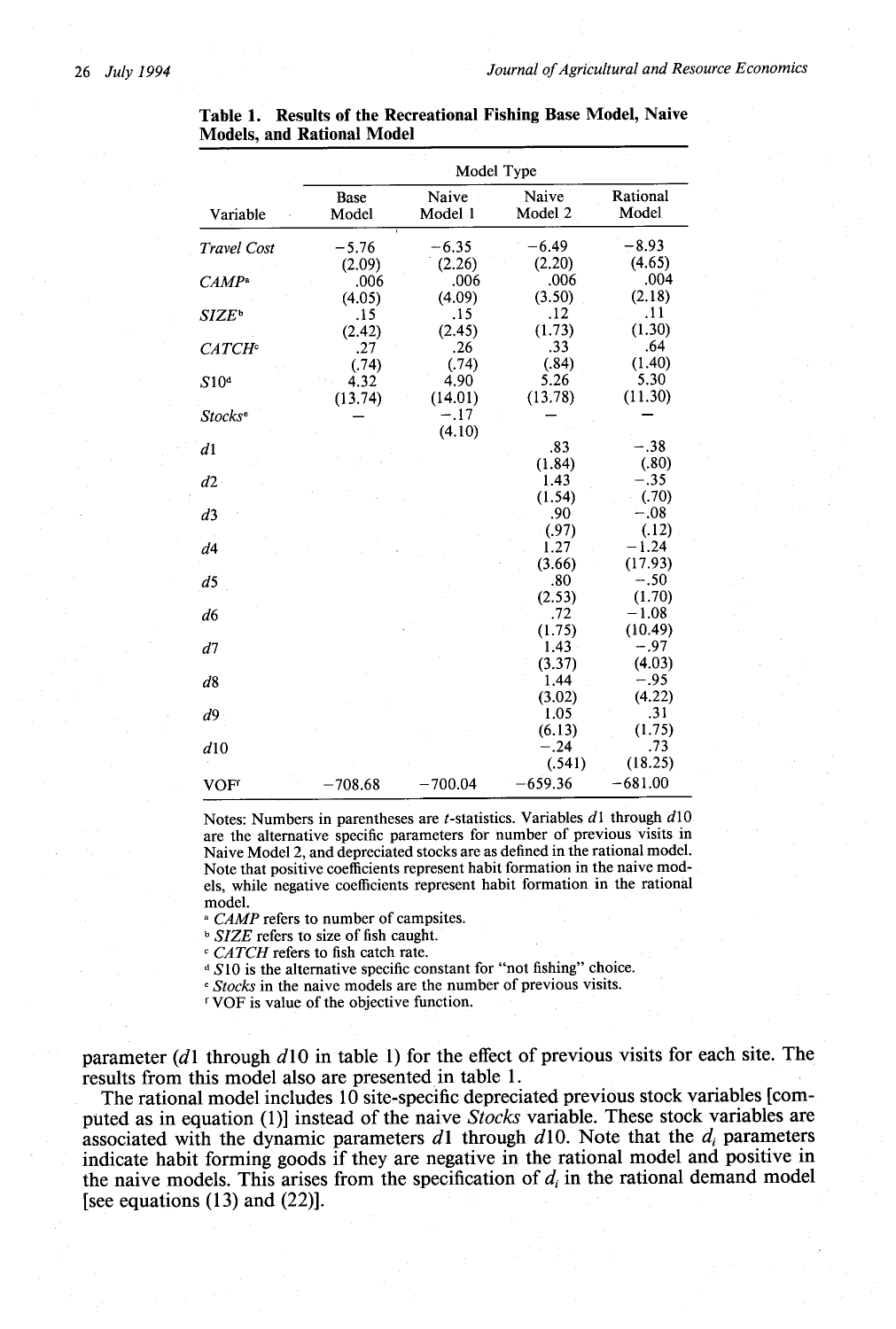**Table 1. Results of the Recreational Fishing Base Model, Naive Models, and Rational Model**

| Variable | Base Model | Naive Model 1 | Naive Model 2 | Rational Model |
|---|---|---|---|---|
| *Travel Cost* | −5.76 | −6.35 | −6.49 | −8.93 |
| | (2.09) | (2.26) | (2.20) | (4.65) |
| *CAMP*[a] | .006 | .006 | .006 | .004 |
| | (4.05) | (4.09) | (3.50) | (2.18) |
| *SIZE*[b] | .15 | .15 | .12 | .11 |
| | (2.42) | (2.45) | (1.73) | (1.30) |
| *CATCH*[c] | .27 | .26 | .33 | .64 |
| | (.74) | (.74) | (.84) | (1.40) |
| *S10*[d] | 4.32 | 4.90 | 5.26 | 5.30 |
| | (13.74) | (14.01) | (13.78) | (11.30) |
| *Stocks*[e] | — | −.17 | — | — |
| | | (4.10) | | |
| *d1* | | | .83 | −.38 |
| | | | (1.84) | (.80) |
| *d2* | | | 1.43 | −.35 |
| | | | (1.54) | (.70) |
| *d3* | | | .90 | −.08 |
| | | | (.97) | (.12) |
| *d4* | | | 1.27 | −1.24 |
| | | | (3.66) | (17.93) |
| *d5* | | | .80 | −.50 |
| | | | (2.53) | (1.70) |
| *d6* | | | .72 | −1.08 |
| | | | (1.75) | (10.49) |
| *d7* | | | 1.43 | −.97 |
| | | | (3.37) | (4.03) |
| *d8* | | | 1.44 | −.95 |
| | | | (3.02) | (4.22) |
| *d9* | | | 1.05 | .31 |
| | | | (6.13) | (1.75) |
| *d10* | | | −.24 | .73 |
| | | | (.541) | (18.25) |
| VOF[f] | −708.68 | −700.04 | −659.36 | −681.00 |

Notes: Numbers in parentheses are *t*-statistics. Variables *d1* through *d10* are the alternative specific parameters for number of previous visits in Naive Model 2, and depreciated stocks are as defined in the rational model. Note that positive coefficients represent habit formation in the naive models, while negative coefficients represent habit formation in the rational model.

[a] *CAMP* refers to number of campsites.

[b] *SIZE* refers to size of fish caught.

[c] *CATCH* refers to fish catch rate.

[d] *S10* is the alternative specific constant for "not fishing" choice.

[e] *Stocks* in the naive models are the number of previous visits.

[f] VOF is value of the objective function.

parameter (*d1* through *d10* in table 1) for the effect of previous visits for each site. The results from this model also are presented in table 1.

The rational model includes 10 site-specific depreciated previous stock variables [computed as in equation (1)] instead of the naive *Stocks* variable. These stock variables are associated with the dynamic parameters *d1* through *d10*. Note that the $d_i$ parameters indicate habit forming goods if they are negative in the rational model and positive in the naive models. This arises from the specification of $d_i$ in the rational demand model [see equations (13) and (22)].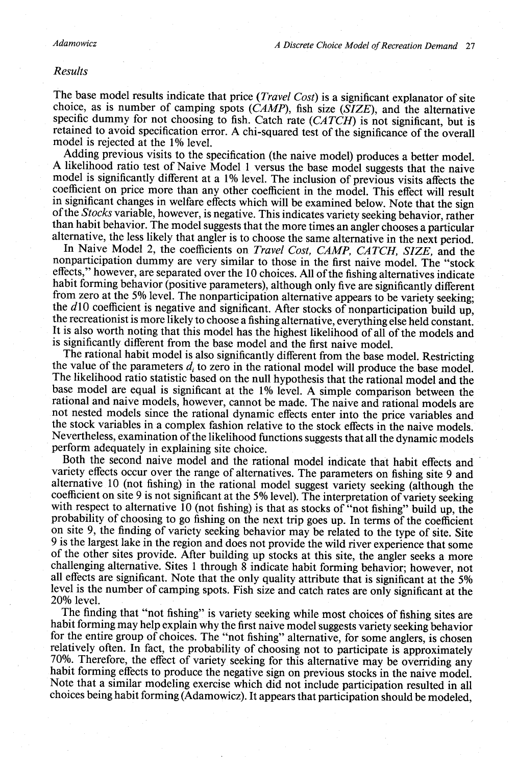## *Results*

The base model results indicate that price (*Travel Cost*) is a significant explanator of site choice, as is number of camping spots (*CAMP*), fish size (*SIZE*), and the alternative specific dummy for not choosing to fish. Catch rate (*CATCH*) is not significant, but is retained to avoid specification error. A chi-squared test of the significance of the overall model is rejected at the 1% level.

Adding previous visits to the specification (the naive model) produces a better model. A likelihood ratio test of Naive Model 1 versus the base model suggests that the naive model is significantly different at a 1% level. The inclusion of previous visits affects the coefficient on price more than any other coefficient in the model. This effect will result in significant changes in welfare effects which will be examined below. Note that the sign of the *Stocks* variable, however, is negative. This indicates variety seeking behavior, rather than habit behavior. The model suggests that the more times an angler chooses a particular alternative, the less likely that angler is to choose the same alternative in the next period.

In Naive Model 2, the coefficients on *Travel Cost, CAMP, CATCH, SIZE,* and the nonparticipation dummy are very similar to those in the first naive model. The "stock effects," however, are separated over the 10 choices. All of the fishing alternatives indicate habit forming behavior (positive parameters), although only five are significantly different from zero at the 5% level. The nonparticipation alternative appears to be variety seeking; the $d10$ coefficient is negative and significant. After stocks of nonparticipation build up, the recreationist is more likely to choose a fishing alternative, everything else held constant. It is also worth noting that this model has the highest likelihood of all of the models and is significantly different from the base model and the first naive model.

The rational habit model is also significantly different from the base model. Restricting the value of the parameters $d_i$ to zero in the rational model will produce the base model. The likelihood ratio statistic based on the null hypothesis that the rational model and the base model are equal is significant at the 1% level. A simple comparison between the rational and naive models, however, cannot be made. The naive and rational models are not nested models since the rational dynamic effects enter into the price variables and the stock variables in a complex fashion relative to the stock effects in the naive models. Nevertheless, examination of the likelihood functions suggests that all the dynamic models perform adequately in explaining site choice.

Both the second naive model and the rational model indicate that habit effects and variety effects occur over the range of alternatives. The parameters on fishing site 9 and alternative 10 (not fishing) in the rational model suggest variety seeking (although the coefficient on site 9 is not significant at the 5% level). The interpretation of variety seeking with respect to alternative 10 (not fishing) is that as stocks of "not fishing" build up, the probability of choosing to go fishing on the next trip goes up. In terms of the coefficient on site 9, the finding of variety seeking behavior may be related to the type of site. Site 9 is the largest lake in the region and does not provide the wild river experience that some of the other sites provide. After building up stocks at this site, the angler seeks a more challenging alternative. Sites 1 through 8 indicate habit forming behavior; however, not all effects are significant. Note that the only quality attribute that is significant at the 5% level is the number of camping spots. Fish size and catch rates are only significant at the 20% level.

The finding that "not fishing" is variety seeking while most choices of fishing sites are habit forming may help explain why the first naive model suggests variety seeking behavior for the entire group of choices. The "not fishing" alternative, for some anglers, is chosen relatively often. In fact, the probability of choosing not to participate is approximately 70%. Therefore, the effect of variety seeking for this alternative may be overriding any habit forming effects to produce the negative sign on previous stocks in the naive model. Note that a similar modeling exercise which did not include participation resulted in all choices being habit forming (Adamowicz). It appears that participation should be modeled,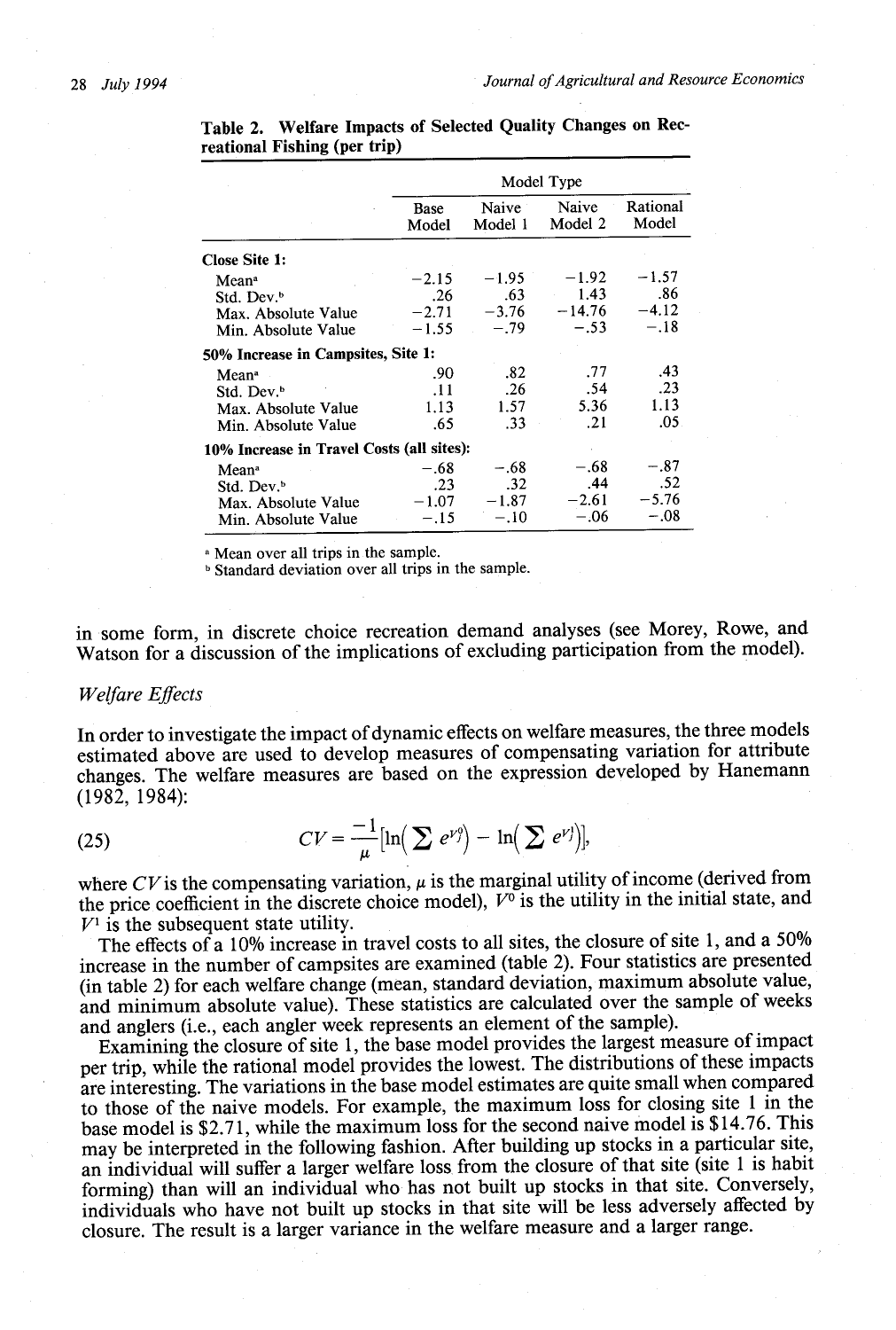Table 2. Welfare Impacts of Selected Quality Changes on Recreational Fishing (per trip)

| | Model Type | | | |
|---|---|---|---|---|
| | Base Model | Naive Model 1 | Naive Model 2 | Rational Model |
| **Close Site 1:** | | | | |
| Mean[a] | −2.15 | −1.95 | −1.92 | −1.57 |
| Std. Dev.[b] | .26 | .63 | 1.43 | .86 |
| Max. Absolute Value | −2.71 | −3.76 | −14.76 | −4.12 |
| Min. Absolute Value | −1.55 | −.79 | −.53 | −.18 |
| **50% Increase in Campsites, Site 1:** | | | | |
| Mean[a] | .90 | .82 | .77 | .43 |
| Std. Dev.[b] | .11 | .26 | .54 | .23 |
| Max. Absolute Value | 1.13 | 1.57 | 5.36 | 1.13 |
| Min. Absolute Value | .65 | .33 | .21 | .05 |
| **10% Increase in Travel Costs (all sites):** | | | | |
| Mean[a] | −.68 | −.68 | −.68 | −.87 |
| Std. Dev.[b] | .23 | .32 | .44 | .52 |
| Max. Absolute Value | −1.07 | −1.87 | −2.61 | −5.76 |
| Min. Absolute Value | −.15 | −.10 | −.06 | −.08 |

[a] Mean over all trips in the sample.
[b] Standard deviation over all trips in the sample.

in some form, in discrete choice recreation demand analyses (see Morey, Rowe, and Watson for a discussion of the implications of excluding participation from the model).

### Welfare Effects

In order to investigate the impact of dynamic effects on welfare measures, the three models estimated above are used to develop measures of compensating variation for attribute changes. The welfare measures are based on the expression developed by Hanemann (1982, 1984):

$$CV = \frac{-1}{\mu}\left[\ln\left(\sum e^{V_j^0}\right) - \ln\left(\sum e^{V_j^1}\right)\right], \tag{25}$$

where $CV$ is the compensating variation, $\mu$ is the marginal utility of income (derived from the price coefficient in the discrete choice model), $V^0$ is the utility in the initial state, and $V^1$ is the subsequent state utility.

The effects of a 10% increase in travel costs to all sites, the closure of site 1, and a 50% increase in the number of campsites are examined (table 2). Four statistics are presented (in table 2) for each welfare change (mean, standard deviation, maximum absolute value, and minimum absolute value). These statistics are calculated over the sample of weeks and anglers (i.e., each angler week represents an element of the sample).

Examining the closure of site 1, the base model provides the largest measure of impact per trip, while the rational model provides the lowest. The distributions of these impacts are interesting. The variations in the base model estimates are quite small when compared to those of the naive models. For example, the maximum loss for closing site 1 in the base model is \$2.71, while the maximum loss for the second naive model is \$14.76. This may be interpreted in the following fashion. After building up stocks in a particular site, an individual will suffer a larger welfare loss from the closure of that site (site 1 is habit forming) than will an individual who has not built up stocks in that site. Conversely, individuals who have not built up stocks in that site will be less adversely affected by closure. The result is a larger variance in the welfare measure and a larger range.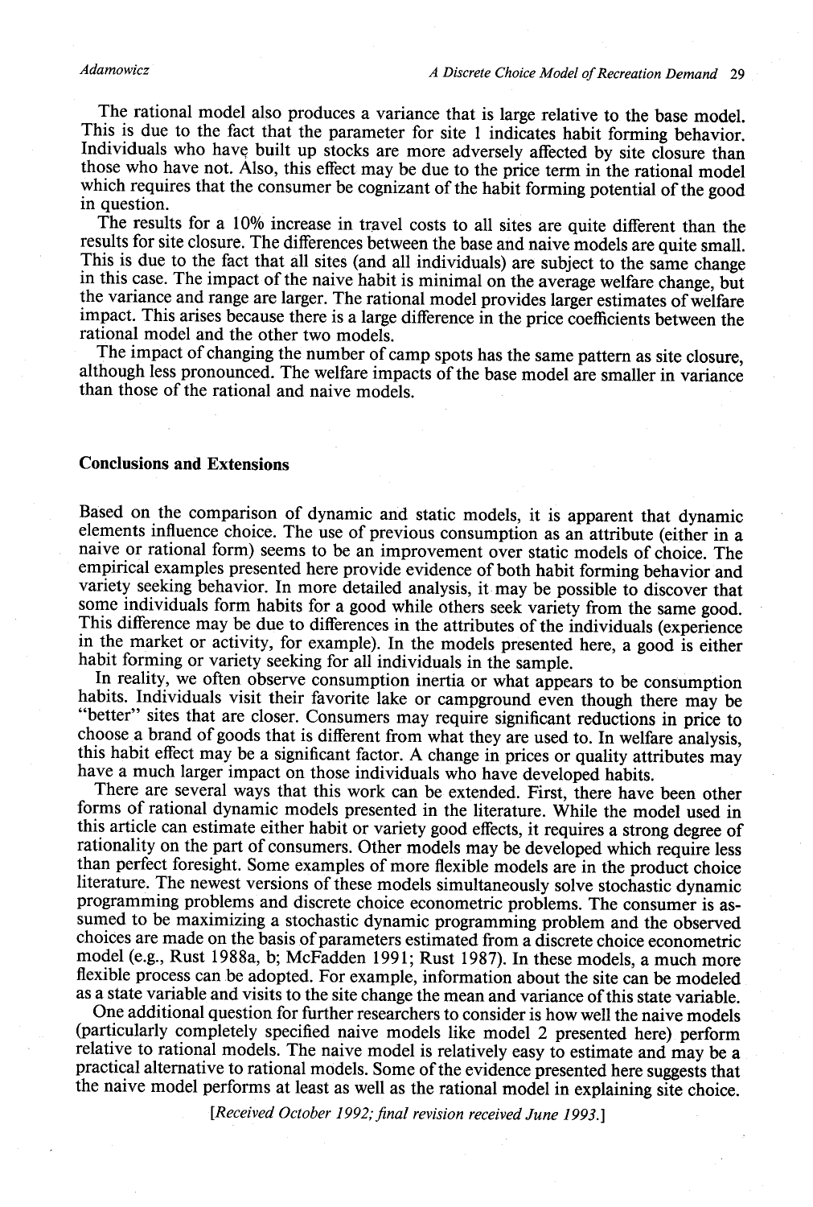The rational model also produces a variance that is large relative to the base model. This is due to the fact that the parameter for site 1 indicates habit forming behavior. Individuals who have built up stocks are more adversely affected by site closure than those who have not. Also, this effect may be due to the price term in the rational model which requires that the consumer be cognizant of the habit forming potential of the good in question.

The results for a 10% increase in travel costs to all sites are quite different than the results for site closure. The differences between the base and naive models are quite small. This is due to the fact that all sites (and all individuals) are subject to the same change in this case. The impact of the naive habit is minimal on the average welfare change, but the variance and range are larger. The rational model provides larger estimates of welfare impact. This arises because there is a large difference in the price coefficients between the rational model and the other two models.

The impact of changing the number of camp spots has the same pattern as site closure, although less pronounced. The welfare impacts of the base model are smaller in variance than those of the rational and naive models.

## Conclusions and Extensions

Based on the comparison of dynamic and static models, it is apparent that dynamic elements influence choice. The use of previous consumption as an attribute (either in a naive or rational form) seems to be an improvement over static models of choice. The empirical examples presented here provide evidence of both habit forming behavior and variety seeking behavior. In more detailed analysis, it may be possible to discover that some individuals form habits for a good while others seek variety from the same good. This difference may be due to differences in the attributes of the individuals (experience in the market or activity, for example). In the models presented here, a good is either habit forming or variety seeking for all individuals in the sample.

In reality, we often observe consumption inertia or what appears to be consumption habits. Individuals visit their favorite lake or campground even though there may be "better" sites that are closer. Consumers may require significant reductions in price to choose a brand of goods that is different from what they are used to. In welfare analysis, this habit effect may be a significant factor. A change in prices or quality attributes may have a much larger impact on those individuals who have developed habits.

There are several ways that this work can be extended. First, there have been other forms of rational dynamic models presented in the literature. While the model used in this article can estimate either habit or variety good effects, it requires a strong degree of rationality on the part of consumers. Other models may be developed which require less than perfect foresight. Some examples of more flexible models are in the product choice literature. The newest versions of these models simultaneously solve stochastic dynamic programming problems and discrete choice econometric problems. The consumer is assumed to be maximizing a stochastic dynamic programming problem and the observed choices are made on the basis of parameters estimated from a discrete choice econometric model (e.g., Rust 1988a, b; McFadden 1991; Rust 1987). In these models, a much more flexible process can be adopted. For example, information about the site can be modeled as a state variable and visits to the site change the mean and variance of this state variable.

One additional question for further researchers to consider is how well the naive models (particularly completely specified naive models like model 2 presented here) perform relative to rational models. The naive model is relatively easy to estimate and may be a practical alternative to rational models. Some of the evidence presented here suggests that the naive model performs at least as well as the rational model in explaining site choice.

*[Received October 1992; final revision received June 1993.]*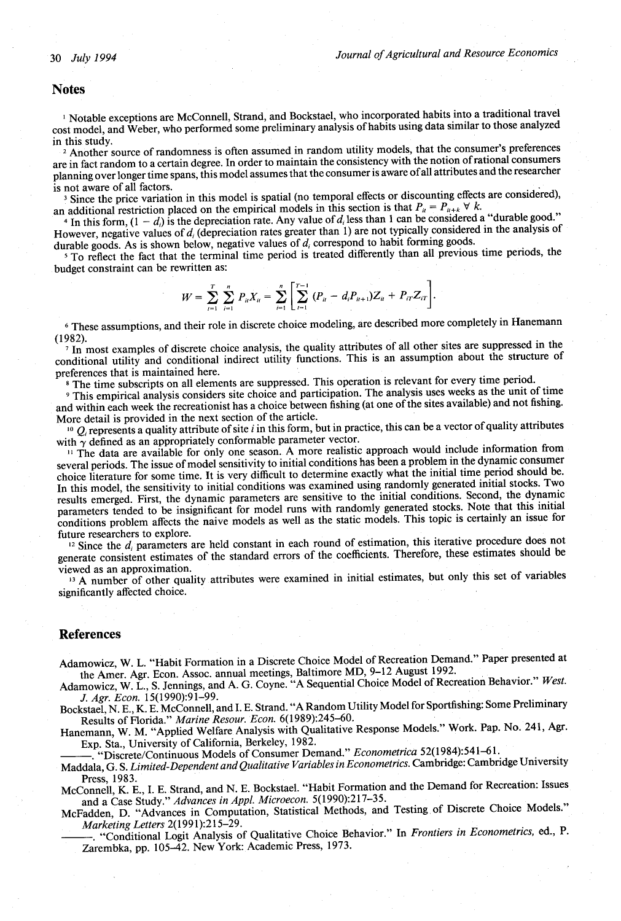## Notes

[1] Notable exceptions are McConnell, Strand, and Bockstael, who incorporated habits into a traditional travel cost model, and Weber, who performed some preliminary analysis of habits using data similar to those analyzed in this study.

[2] Another source of randomness is often assumed in random utility models, that the consumer's preferences are in fact random to a certain degree. In order to maintain the consistency with the notion of rational consumers planning over longer time spans, this model assumes that the consumer is aware of all attributes and the researcher is not aware of all factors.

[3] Since the price variation in this model is spatial (no temporal effects or discounting effects are considered), an additional restriction placed on the empirical models in this section is that $P_{it} = P_{it+k}\ \forall\ k$.

[4] In this form, $(1 - d_i)$ is the depreciation rate. Any value of $d_i$ less than 1 can be considered a "durable good." However, negative values of $d_i$ (depreciation rates greater than 1) are not typically considered in the analysis of durable goods. As is shown below, negative values of $d_i$ correspond to habit forming goods.

[5] To reflect the fact that the terminal time period is treated differently than all previous time periods, the budget constraint can be rewritten as:

$$W = \sum_{t=1}^{T} \sum_{i=1}^{n} P_{it} X_{it} = \sum_{i=1}^{n} \left[ \sum_{t=1}^{T-1} (P_{it} - d_i P_{it+1}) Z_{it} + P_{iT} Z_{iT} \right].$$

[6] These assumptions, and their role in discrete choice modeling, are described more completely in Hanemann (1982).

[7] In most examples of discrete choice analysis, the quality attributes of all other sites are suppressed in the conditional utility and conditional indirect utility functions. This is an assumption about the structure of preferences that is maintained here.

[8] The time subscripts on all elements are suppressed. This operation is relevant for every time period.

[9] This empirical analysis considers site choice and participation. The analysis uses weeks as the unit of time and within each week the recreationist has a choice between fishing (at one of the sites available) and not fishing. More detail is provided in the next section of the article.

[10] $Q_i$ represents a quality attribute of site $i$ in this form, but in practice, this can be a vector of quality attributes with $\gamma$ defined as an appropriately conformable parameter vector.

[11] The data are available for only one season. A more realistic approach would include information from several periods. The issue of model sensitivity to initial conditions has been a problem in the dynamic consumer choice literature for some time. It is very difficult to determine exactly what the initial time period should be. In this model, the sensitivity to initial conditions was examined using randomly generated initial stocks. Two results emerged. First, the dynamic parameters are sensitive to the initial conditions. Second, the dynamic parameters tended to be insignificant for model runs with randomly generated stocks. Note that this initial conditions problem affects the naive models as well as the static models. This topic is certainly an issue for future researchers to explore.

[12] Since the $d_i$ parameters are held constant in each round of estimation, this iterative procedure does not generate consistent estimates of the standard errors of the coefficients. Therefore, these estimates should be viewed as an approximation.

[13] A number of other quality attributes were examined in initial estimates, but only this set of variables significantly affected choice.

## References

Adamowicz, W. L. "Habit Formation in a Discrete Choice Model of Recreation Demand." Paper presented at the Amer. Agr. Econ. Assoc. annual meetings, Baltimore MD, 9–12 August 1992.

Adamowicz, W. L., S. Jennings, and A. G. Coyne. "A Sequential Choice Model of Recreation Behavior." *West. J. Agr. Econ.* 15(1990):91–99.

Bockstael, N. E., K. E. McConnell, and I. E. Strand. "A Random Utility Model for Sportfishing: Some Preliminary Results of Florida." *Marine Resour. Econ.* 6(1989):245–60.

Hanemann, W. M. "Applied Welfare Analysis with Qualitative Response Models." Work. Pap. No. 241, Agr. Exp. Sta., University of California, Berkeley, 1982.

———. "Discrete/Continuous Models of Consumer Demand." *Econometrica* 52(1984):541–61.

Maddala, G. S. *Limited-Dependent and Qualitative Variables in Econometrics.* Cambridge: Cambridge University Press, 1983.

McConnell, K. E., I. E. Strand, and N. E. Bockstael. "Habit Formation and the Demand for Recreation: Issues and a Case Study." *Advances in Appl. Microecon.* 5(1990):217–35.

McFadden, D. "Advances in Computation, Statistical Methods, and Testing of Discrete Choice Models." *Marketing Letters* 2(1991):215–29.

———. "Conditional Logit Analysis of Qualitative Choice Behavior." In *Frontiers in Econometrics,* ed., P. Zarembka, pp. 105–42. New York: Academic Press, 1973.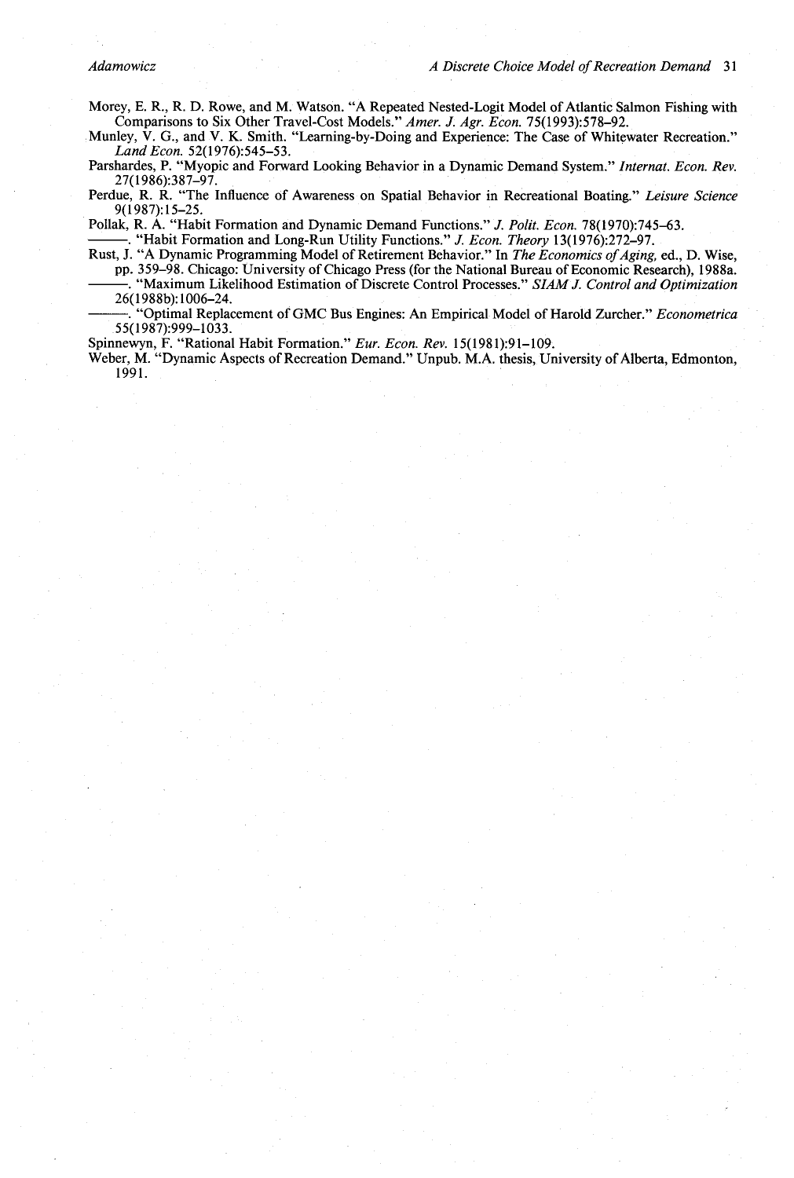Morey, E. R., R. D. Rowe, and M. Watson. "A Repeated Nested-Logit Model of Atlantic Salmon Fishing with Comparisons to Six Other Travel-Cost Models." *Amer. J. Agr. Econ.* 75(1993):578–92.

Munley, V. G., and V. K. Smith. "Learning-by-Doing and Experience: The Case of Whitewater Recreation." *Land Econ.* 52(1976):545–53.

Parshardes, P. "Myopic and Forward Looking Behavior in a Dynamic Demand System." *Internat. Econ. Rev.* 27(1986):387–97.

Perdue, R. R. "The Influence of Awareness on Spatial Behavior in Recreational Boating." *Leisure Science* 9(1987):15–25.

Pollak, R. A. "Habit Formation and Dynamic Demand Functions." *J. Polit. Econ.* 78(1970):745–63.

———. "Habit Formation and Long-Run Utility Functions." *J. Econ. Theory* 13(1976):272–97.

Rust, J. "A Dynamic Programming Model of Retirement Behavior." In *The Economics of Aging,* ed., D. Wise, pp. 359–98. Chicago: University of Chicago Press (for the National Bureau of Economic Research), 1988a.

———. "Maximum Likelihood Estimation of Discrete Control Processes." *SIAM J. Control and Optimization* 26(1988b):1006–24.

———. "Optimal Replacement of GMC Bus Engines: An Empirical Model of Harold Zurcher." *Econometrica* 55(1987):999–1033.

Spinnewyn, F. "Rational Habit Formation." *Eur. Econ. Rev.* 15(1981):91–109.

Weber, M. "Dynamic Aspects of Recreation Demand." Unpub. M.A. thesis, University of Alberta, Edmonton, 1991.